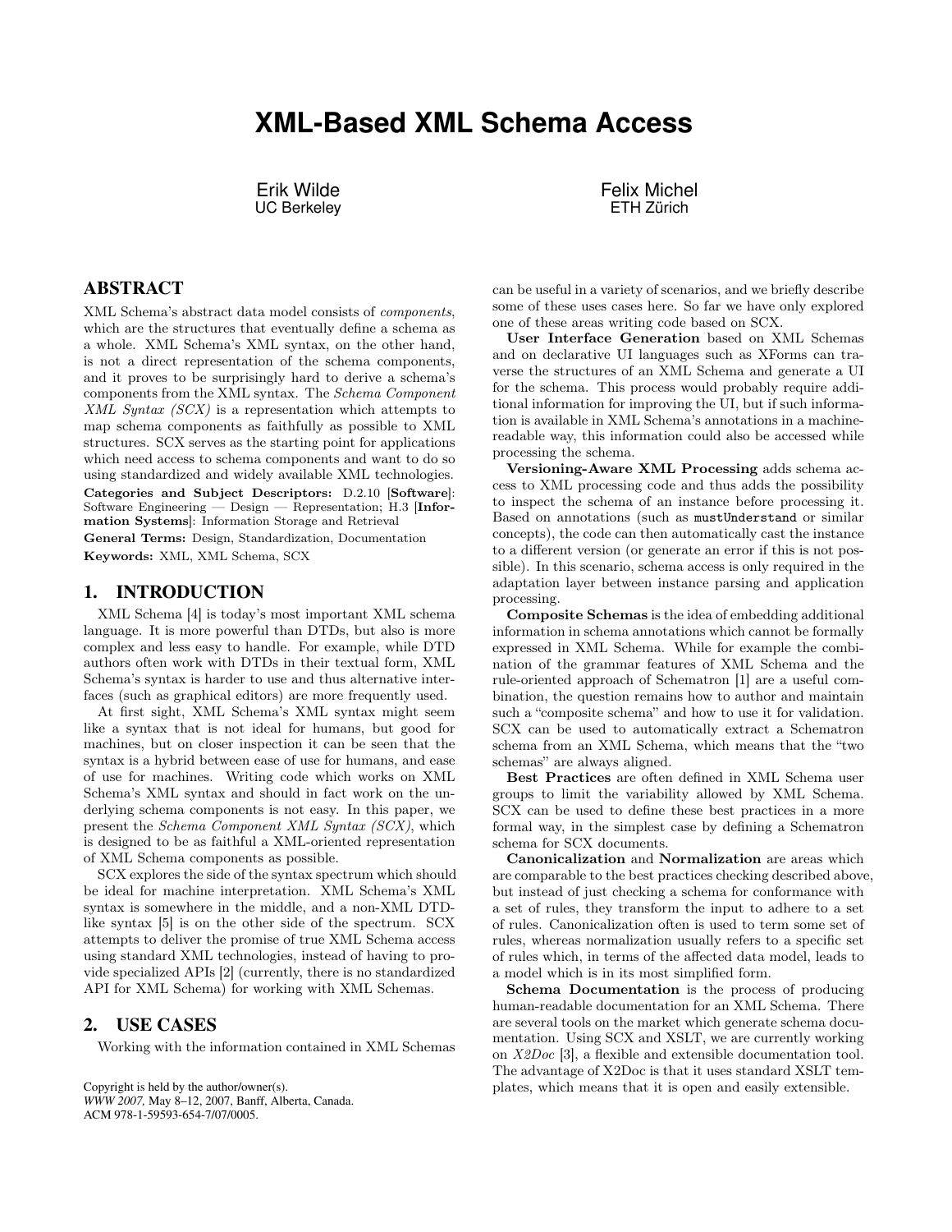# XML-Based XML Schema Access

Erik Wilde
UC Berkeley

Felix Michel
ETH Zürich

## ABSTRACT

XML Schema's abstract data model consists of *components*, which are the structures that eventually define a schema as a whole. XML Schema's XML syntax, on the other hand, is not a direct representation of the schema components, and it proves to be surprisingly hard to derive a schema's components from the XML syntax. The *Schema Component XML Syntax (SCX)* is a representation which attempts to map schema components as faithfully as possible to XML structures. SCX serves as the starting point for applications which need access to schema components and want to do so using standardized and widely available XML technologies.

**Categories and Subject Descriptors:** D.2.10 [**Software**]: Software Engineering — Design — Representation; H.3 [**Information Systems**]: Information Storage and Retrieval

**General Terms:** Design, Standardization, Documentation

**Keywords:** XML, XML Schema, SCX

## 1. INTRODUCTION

XML Schema [4] is today's most important XML schema language. It is more powerful than DTDs, but also is more complex and less easy to handle. For example, while DTD authors often work with DTDs in their textual form, XML Schema's syntax is harder to use and thus alternative interfaces (such as graphical editors) are more frequently used.

At first sight, XML Schema's XML syntax might seem like a syntax that is not ideal for humans, but good for machines, but on closer inspection it can be seen that the syntax is a hybrid between ease of use for humans, and ease of use for machines. Writing code which works on XML Schema's XML syntax and should in fact work on the underlying schema components is not easy. In this paper, we present the *Schema Component XML Syntax (SCX)*, which is designed to be as faithful a XML-oriented representation of XML Schema components as possible.

SCX explores the side of the syntax spectrum which should be ideal for machine interpretation. XML Schema's XML syntax is somewhere in the middle, and a non-XML DTD-like syntax [5] is on the other side of the spectrum. SCX attempts to deliver the promise of true XML Schema access using standard XML technologies, instead of having to provide specialized APIs [2] (currently, there is no standardized API for XML Schema) for working with XML Schemas.

## 2. USE CASES

Working with the information contained in XML Schemas can be useful in a variety of scenarios, and we briefly describe some of these uses cases here. So far we have only explored one of these areas writing code based on SCX.

**User Interface Generation** based on XML Schemas and on declarative UI languages such as XForms can traverse the structures of an XML Schema and generate a UI for the schema. This process would probably require additional information for improving the UI, but if such information is available in XML Schema's annotations in a machine-readable way, this information could also be accessed while processing the schema.

**Versioning-Aware XML Processing** adds schema access to XML processing code and thus adds the possibility to inspect the schema of an instance before processing it. Based on annotations (such as `mustUnderstand` or similar concepts), the code can then automatically cast the instance to a different version (or generate an error if this is not possible). In this scenario, schema access is only required in the adaptation layer between instance parsing and application processing.

**Composite Schemas** is the idea of embedding additional information in schema annotations which cannot be formally expressed in XML Schema. While for example the combination of the grammar features of XML Schema and the rule-oriented approach of Schematron [1] are a useful combination, the question remains how to author and maintain such a "composite schema" and how to use it for validation. SCX can be used to automatically extract a Schematron schema from an XML Schema, which means that the "two schemas" are always aligned.

**Best Practices** are often defined in XML Schema user groups to limit the variability allowed by XML Schema. SCX can be used to define these best practices in a more formal way, in the simplest case by defining a Schematron schema for SCX documents.

**Canonicalization** and **Normalization** are areas which are comparable to the best practices checking described above, but instead of just checking a schema for conformance with a set of rules, they transform the input to adhere to a set of rules. Canonicalization often is used to term some set of rules, whereas normalization usually refers to a specific set of rules which, in terms of the affected data model, leads to a model which is in its most simplified form.

**Schema Documentation** is the process of producing human-readable documentation for an XML Schema. There are several tools on the market which generate schema documentation. Using SCX and XSLT, we are currently working on *X2Doc* [3], a flexible and extensible documentation tool. The advantage of X2Doc is that it uses standard XSLT templates, which means that it is open and easily extensible.

Copyright is held by the author/owner(s).
*WWW 2007*, May 8–12, 2007, Banff, Alberta, Canada.
ACM 978-1-59593-654-7/07/0005.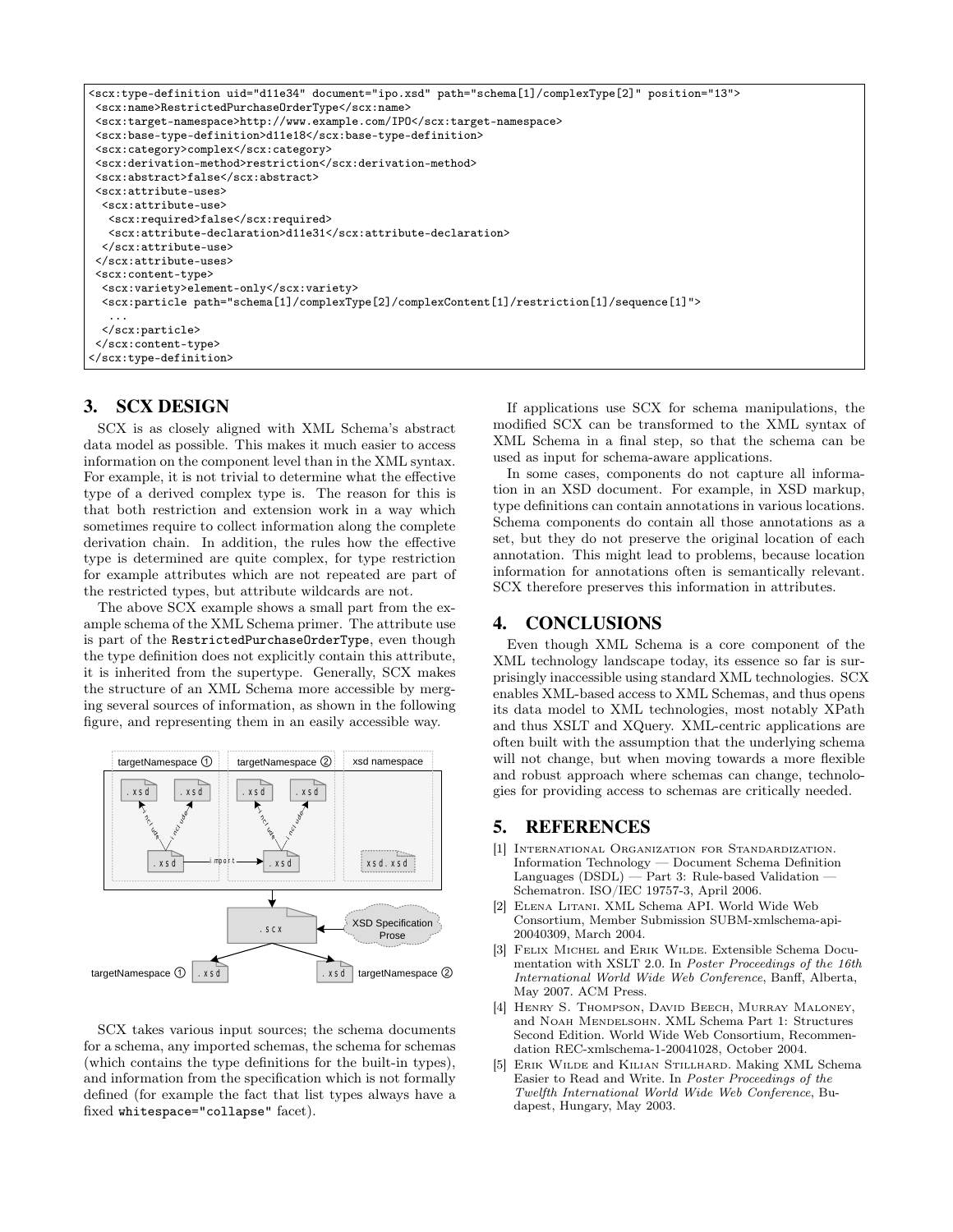```
<scx:type-definition uid="d11e34" document="ipo.xsd" path="schema[1]/complexType[2]" position="13">
 <scx:name>RestrictedPurchaseOrderType</scx:name>
 <scx:target-namespace>http://www.example.com/IPO</scx:target-namespace>
 <scx:base-type-definition>d11e18</scx:base-type-definition>
 <scx:category>complex</scx:category>
 <scx:derivation-method>restriction</scx:derivation-method>
 <scx:abstract>false</scx:abstract>
 <scx:attribute-uses>
  <scx:attribute-use>
   <scx:required>false</scx:required>
   <scx:attribute-declaration>d11e31</scx:attribute-declaration>
  </scx:attribute-use>
 </scx:attribute-uses>
 <scx:content-type>
  <scx:variety>element-only</scx:variety>
  <scx:particle path="schema[1]/complexType[2]/complexContent[1]/restriction[1]/sequence[1]">
   ...
  </scx:particle>
 </scx:content-type>
</scx:type-definition>
```

## 3. SCX DESIGN

SCX is as closely aligned with XML Schema's abstract data model as possible. This makes it much easier to access information on the component level than in the XML syntax. For example, it is not trivial to determine what the effective type of a derived complex type is. The reason for this is that both restriction and extension work in a way which sometimes require to collect information along the complete derivation chain. In addition, the rules how the effective type is determined are quite complex, for type restriction for example attributes which are not repeated are part of the restricted types, but attribute wildcards are not.

The above SCX example shows a small part from the example schema of the XML Schema primer. The attribute use is part of the `RestrictedPurchaseOrderType`, even though the type definition does not explicitly contain this attribute, it is inherited from the supertype. Generally, SCX makes the structure of an XML Schema more accessible by merging several sources of information, as shown in the following figure, and representing them in an easily accessible way.

targetNamespace ①
targetNamespace ②
xsd namespace
.xsd
.xsd
include
include
.xsd
import
.xsd
.xsd
include
include
.xsd
xsd.xsd
.scx
XSD Specification Prose
targetNamespace ①
.xsd
.xsd
targetNamespace ②

SCX takes various input sources; the schema documents for a schema, any imported schemas, the schema for schemas (which contains the type definitions for the built-in types), and information from the specification which is not formally defined (for example the fact that list types always have a fixed `whitespace="collapse"` facet).

If applications use SCX for schema manipulations, the modified SCX can be transformed to the XML syntax of XML Schema in a final step, so that the schema can be used as input for schema-aware applications.

In some cases, components do not capture all information in an XSD document. For example, in XSD markup, type definitions can contain annotations in various locations. Schema components do contain all those annotations as a set, but they do not preserve the original location of each annotation. This might lead to problems, because location information for annotations often is semantically relevant. SCX therefore preserves this information in attributes.

## 4. CONCLUSIONS

Even though XML Schema is a core component of the XML technology landscape today, its essence so far is surprisingly inaccessible using standard XML technologies. SCX enables XML-based access to XML Schemas, and thus opens its data model to XML technologies, most notably XPath and thus XSLT and XQuery. XML-centric applications are often built with the assumption that the underlying schema will not change, but when moving towards a more flexible and robust approach where schemas can change, technologies for providing access to schemas are critically needed.

## 5. REFERENCES

[1] International Organization for Standardization. Information Technology — Document Schema Definition Languages (DSDL) — Part 3: Rule-based Validation — Schematron. ISO/IEC 19757-3, April 2006.

[2] Elena Litani. XML Schema API. World Wide Web Consortium, Member Submission SUBM-xmlschema-api-20040309, March 2004.

[3] Felix Michel and Erik Wilde. Extensible Schema Documentation with XSLT 2.0. In *Poster Proceedings of the 16th International World Wide Web Conference*, Banff, Alberta, May 2007. ACM Press.

[4] Henry S. Thompson, David Beech, Murray Maloney, and Noah Mendelsohn. XML Schema Part 1: Structures Second Edition. World Wide Web Consortium, Recommendation REC-xmlschema-1-20041028, October 2004.

[5] Erik Wilde and Kilian Stillhard. Making XML Schema Easier to Read and Write. In *Poster Proceedings of the Twelfth International World Wide Web Conference*, Budapest, Hungary, May 2003.